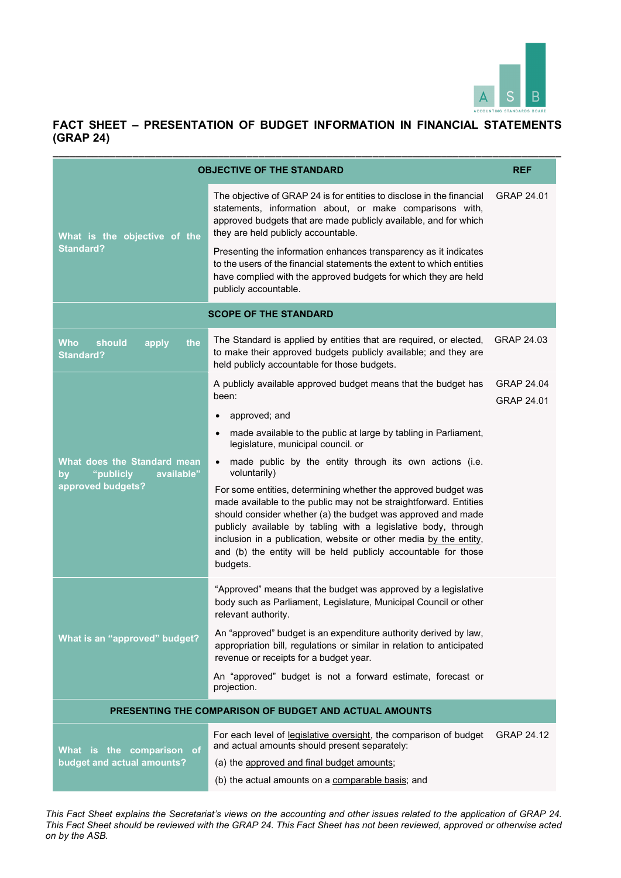# FACT SHEET – PRESENTATION OF BUDGET INFORMATION IN FINANCIAL STATEMENTS (GRAP 24)

| OBJECTIVE OF THE STANDARD | | REF |
|---|---|---|
| **What is the objective of the Standard?** | The objective of GRAP 24 is for entities to disclose in the financial statements, information about, or make comparisons with, approved budgets that are made publicly available, and for which they are held publicly accountable.<br><br>Presenting the information enhances transparency as it indicates to the users of the financial statements the extent to which entities have complied with the approved budgets for which they are held publicly accountable. | GRAP 24.01 |
| **SCOPE OF THE STANDARD** | | |
| **Who should apply the Standard?** | The Standard is applied by entities that are required, or elected, to make their approved budgets publicly available; and they are held publicly accountable for those budgets. | GRAP 24.03 |
| **What does the Standard mean by "publicly available" approved budgets?** | A publicly available approved budget means that the budget has been:<br><br>• approved; and<br>• made available to the public at large by tabling in Parliament, legislature, municipal council. or<br>• made public by the entity through its own actions (i.e. voluntarily)<br><br>For some entities, determining whether the approved budget was made available to the public may not be straightforward. Entities should consider whether (a) the budget was approved and made publicly available by tabling with a legislative body, through inclusion in a publication, website or other media by the entity, and (b) the entity will be held publicly accountable for those budgets. | GRAP 24.04<br>GRAP 24.01 |
| **What is an "approved" budget?** | "Approved" means that the budget was approved by a legislative body such as Parliament, Legislature, Municipal Council or other relevant authority.<br><br>An "approved" budget is an expenditure authority derived by law, appropriation bill, regulations or similar in relation to anticipated revenue or receipts for a budget year.<br><br>An "approved" budget is not a forward estimate, forecast or projection. | |
| **PRESENTING THE COMPARISON OF BUDGET AND ACTUAL AMOUNTS** | | |
| **What is the comparison of budget and actual amounts?** | For each level of legislative oversight, the comparison of budget and actual amounts should present separately:<br><br>(a) the approved and final budget amounts;<br><br>(b) the actual amounts on a comparable basis; and | GRAP 24.12 |

*This Fact Sheet explains the Secretariat's views on the accounting and other issues related to the application of GRAP 24. This Fact Sheet should be reviewed with the GRAP 24. This Fact Sheet has not been reviewed, approved or otherwise acted on by the ASB.*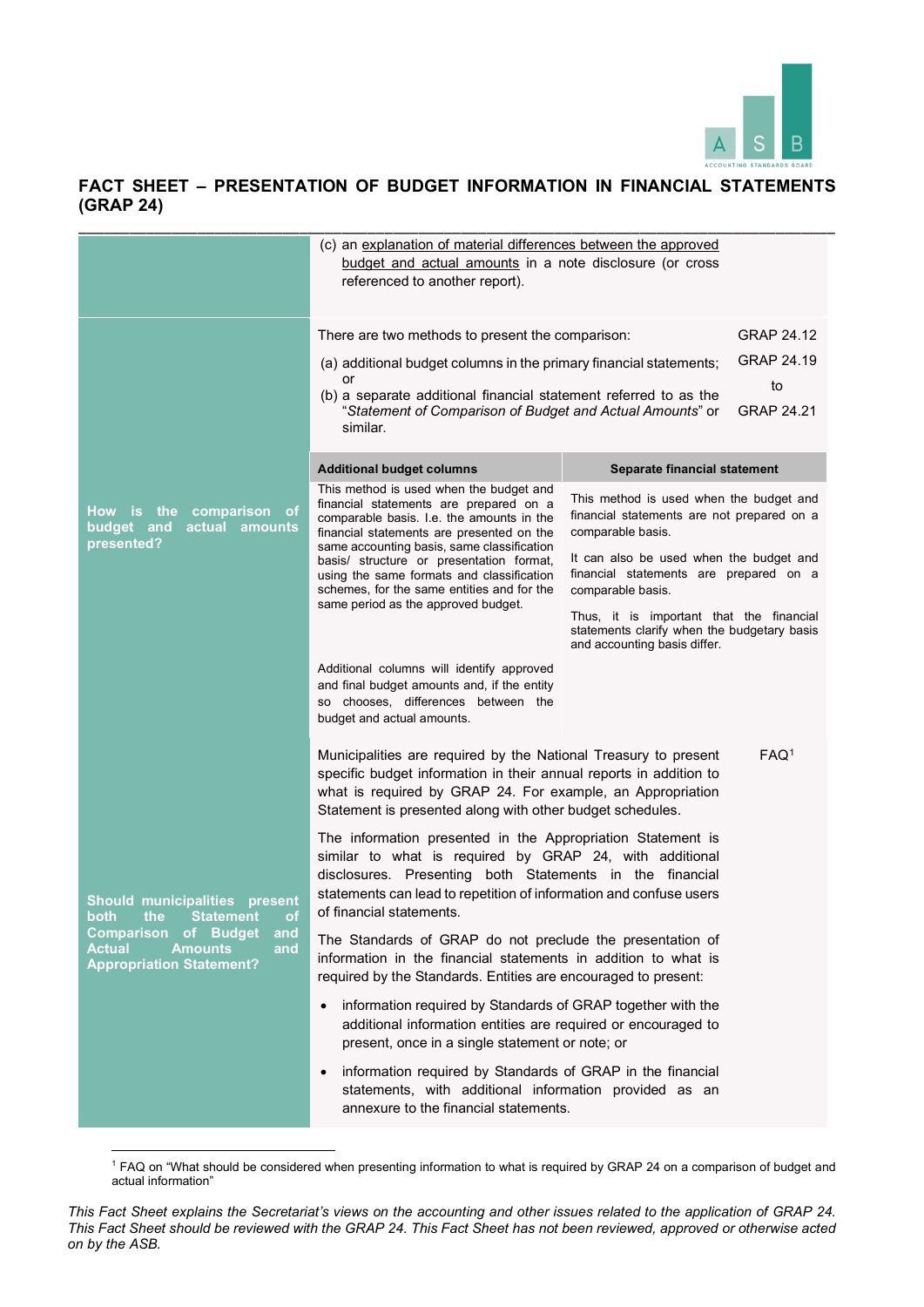# FACT SHEET – PRESENTATION OF BUDGET INFORMATION IN FINANCIAL STATEMENTS (GRAP 24)

(c) an explanation of material differences between the approved budget and actual amounts in a note disclosure (or cross referenced to another report).

**How is the comparison of budget and actual amounts presented?**

There are two methods to present the comparison: (GRAP 24.12)

(a) additional budget columns in the primary financial statements; or

(b) a separate additional financial statement referred to as the "*Statement of Comparison of Budget and Actual Amounts*" or similar.

(GRAP 24.19 to GRAP 24.21)

| Additional budget columns | Separate financial statement |
|---|---|
| This method is used when the budget and financial statements are prepared on a comparable basis. I.e. the amounts in the financial statements are presented on the same accounting basis, same classification basis/ structure or presentation format, using the same formats and classification schemes, for the same entities and for the same period as the approved budget.<br><br>Additional columns will identify approved and final budget amounts and, if the entity so chooses, differences between the budget and actual amounts. | This method is used when the budget and financial statements are not prepared on a comparable basis.<br><br>It can also be used when the budget and financial statements are prepared on a comparable basis.<br><br>Thus, it is important that the financial statements clarify when the budgetary basis and accounting basis differ. |

**Should municipalities present both the Statement of Comparison of Budget and Actual Amounts and Appropriation Statement?**

Municipalities are required by the National Treasury to present specific budget information in their annual reports in addition to what is required by GRAP 24. For example, an Appropriation Statement is presented along with other budget schedules. (FAQ[1])

The information presented in the Appropriation Statement is similar to what is required by GRAP 24, with additional disclosures. Presenting both Statements in the financial statements can lead to repetition of information and confuse users of financial statements.

The Standards of GRAP do not preclude the presentation of information in the financial statements in addition to what is required by the Standards. Entities are encouraged to present:

- information required by Standards of GRAP together with the additional information entities are required or encouraged to present, once in a single statement or note; or
- information required by Standards of GRAP in the financial statements, with additional information provided as an annexure to the financial statements.

[1] FAQ on "What should be considered when presenting information to what is required by GRAP 24 on a comparison of budget and actual information"

*This Fact Sheet explains the Secretariat's views on the accounting and other issues related to the application of GRAP 24. This Fact Sheet should be reviewed with the GRAP 24. This Fact Sheet has not been reviewed, approved or otherwise acted on by the ASB.*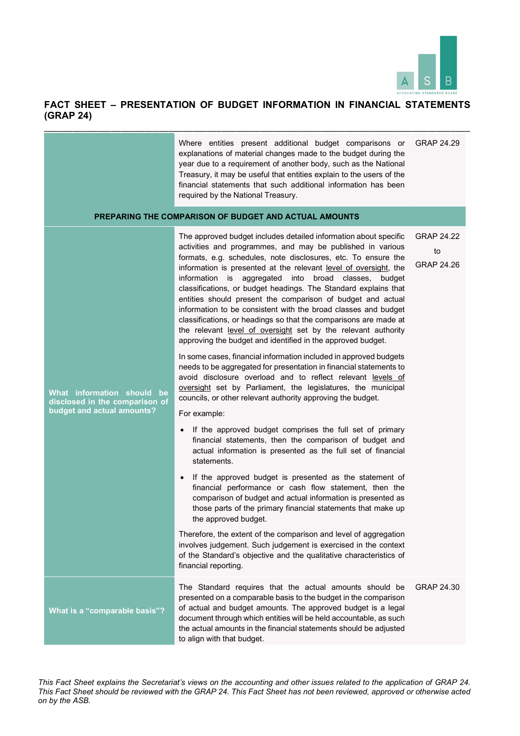## FACT SHEET – PRESENTATION OF BUDGET INFORMATION IN FINANCIAL STATEMENTS (GRAP 24)

| | | |
|---|---|---|
| | Where entities present additional budget comparisons or explanations of material changes made to the budget during the year due to a requirement of another body, such as the National Treasury, it may be useful that entities explain to the users of the financial statements that such additional information has been required by the National Treasury. | GRAP 24.29 |
| **PREPARING THE COMPARISON OF BUDGET AND ACTUAL AMOUNTS** | | |
| **What information should be disclosed in the comparison of budget and actual amounts?** | The approved budget includes detailed information about specific activities and programmes, and may be published in various formats, e.g. schedules, note disclosures, etc. To ensure the information is presented at the relevant level of oversight, the information is aggregated into broad classes, budget classifications, or budget headings. The Standard explains that entities should present the comparison of budget and actual information to be consistent with the broad classes and budget classifications, or headings so that the comparisons are made at the relevant level of oversight set by the relevant authority approving the budget and identified in the approved budget.<br><br>In some cases, financial information included in approved budgets needs to be aggregated for presentation in financial statements to avoid disclosure overload and to reflect relevant levels of oversight set by Parliament, the legislatures, the municipal councils, or other relevant authority approving the budget.<br><br>For example:<br><br>• If the approved budget comprises the full set of primary financial statements, then the comparison of budget and actual information is presented as the full set of financial statements.<br><br>• If the approved budget is presented as the statement of financial performance or cash flow statement, then the comparison of budget and actual information is presented as those parts of the primary financial statements that make up the approved budget.<br><br>Therefore, the extent of the comparison and level of aggregation involves judgement. Such judgement is exercised in the context of the Standard's objective and the qualitative characteristics of financial reporting. | GRAP 24.22 to GRAP 24.26 |
| **What is a "comparable basis"?** | The Standard requires that the actual amounts should be presented on a comparable basis to the budget in the comparison of actual and budget amounts. The approved budget is a legal document through which entities will be held accountable, as such the actual amounts in the financial statements should be adjusted to align with that budget. | GRAP 24.30 |

*This Fact Sheet explains the Secretariat's views on the accounting and other issues related to the application of GRAP 24. This Fact Sheet should be reviewed with the GRAP 24. This Fact Sheet has not been reviewed, approved or otherwise acted on by the ASB.*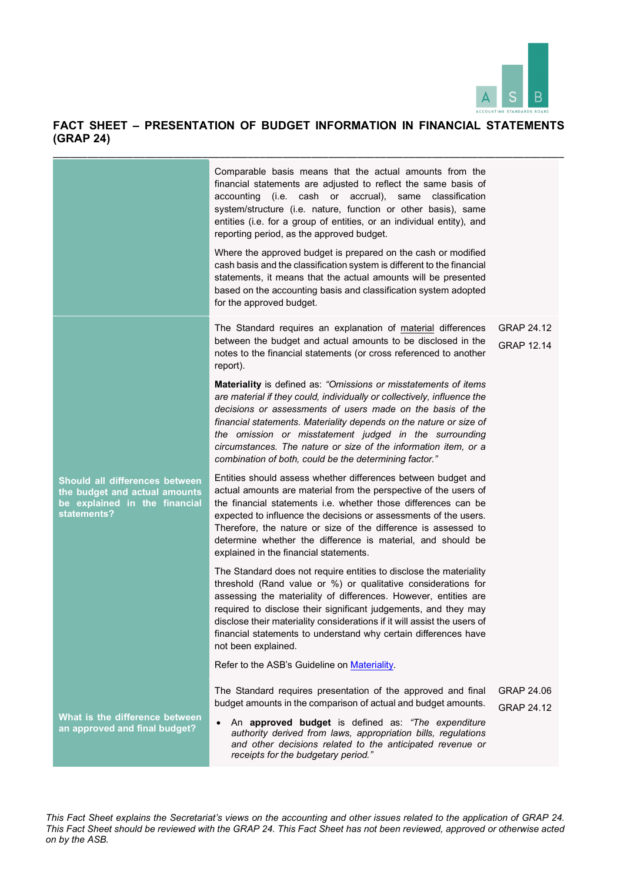# FACT SHEET – PRESENTATION OF BUDGET INFORMATION IN FINANCIAL STATEMENTS (GRAP 24)

| | | |
|---|---|---|
| | Comparable basis means that the actual amounts from the financial statements are adjusted to reflect the same basis of accounting (i.e. cash or accrual), same classification system/structure (i.e. nature, function or other basis), same entities (i.e. for a group of entities, or an individual entity), and reporting period, as the approved budget.<br><br>Where the approved budget is prepared on the cash or modified cash basis and the classification system is different to the financial statements, it means that the actual amounts will be presented based on the accounting basis and classification system adopted for the approved budget. | |
| **Should all differences between the budget and actual amounts be explained in the financial statements?** | The Standard requires an explanation of material differences between the budget and actual amounts to be disclosed in the notes to the financial statements (or cross referenced to another report).<br><br>**Materiality** is defined as: *"Omissions or misstatements of items are material if they could, individually or collectively, influence the decisions or assessments of users made on the basis of the financial statements. Materiality depends on the nature or size of the omission or misstatement judged in the surrounding circumstances. The nature or size of the information item, or a combination of both, could be the determining factor."*<br><br>Entities should assess whether differences between budget and actual amounts are material from the perspective of the users of the financial statements i.e. whether those differences can be expected to influence the decisions or assessments of the users. Therefore, the nature or size of the difference is assessed to determine whether the difference is material, and should be explained in the financial statements.<br><br>The Standard does not require entities to disclose the materiality threshold (Rand value or %) or qualitative considerations for assessing the materiality of differences. However, entities are required to disclose their significant judgements, and they may disclose their materiality considerations if it will assist the users of financial statements to understand why certain differences have not been explained.<br><br>Refer to the ASB's Guideline on Materiality. | GRAP 24.12<br><br>GRAP 12.14 |
| **What is the difference between an approved and final budget?** | The Standard requires presentation of the approved and final budget amounts in the comparison of actual and budget amounts.<br><br>• An **approved budget** is defined as: *"The expenditure authority derived from laws, appropriation bills, regulations and other decisions related to the anticipated revenue or receipts for the budgetary period."* | GRAP 24.06<br><br>GRAP 24.12 |

*This Fact Sheet explains the Secretariat's views on the accounting and other issues related to the application of GRAP 24. This Fact Sheet should be reviewed with the GRAP 24. This Fact Sheet has not been reviewed, approved or otherwise acted on by the ASB.*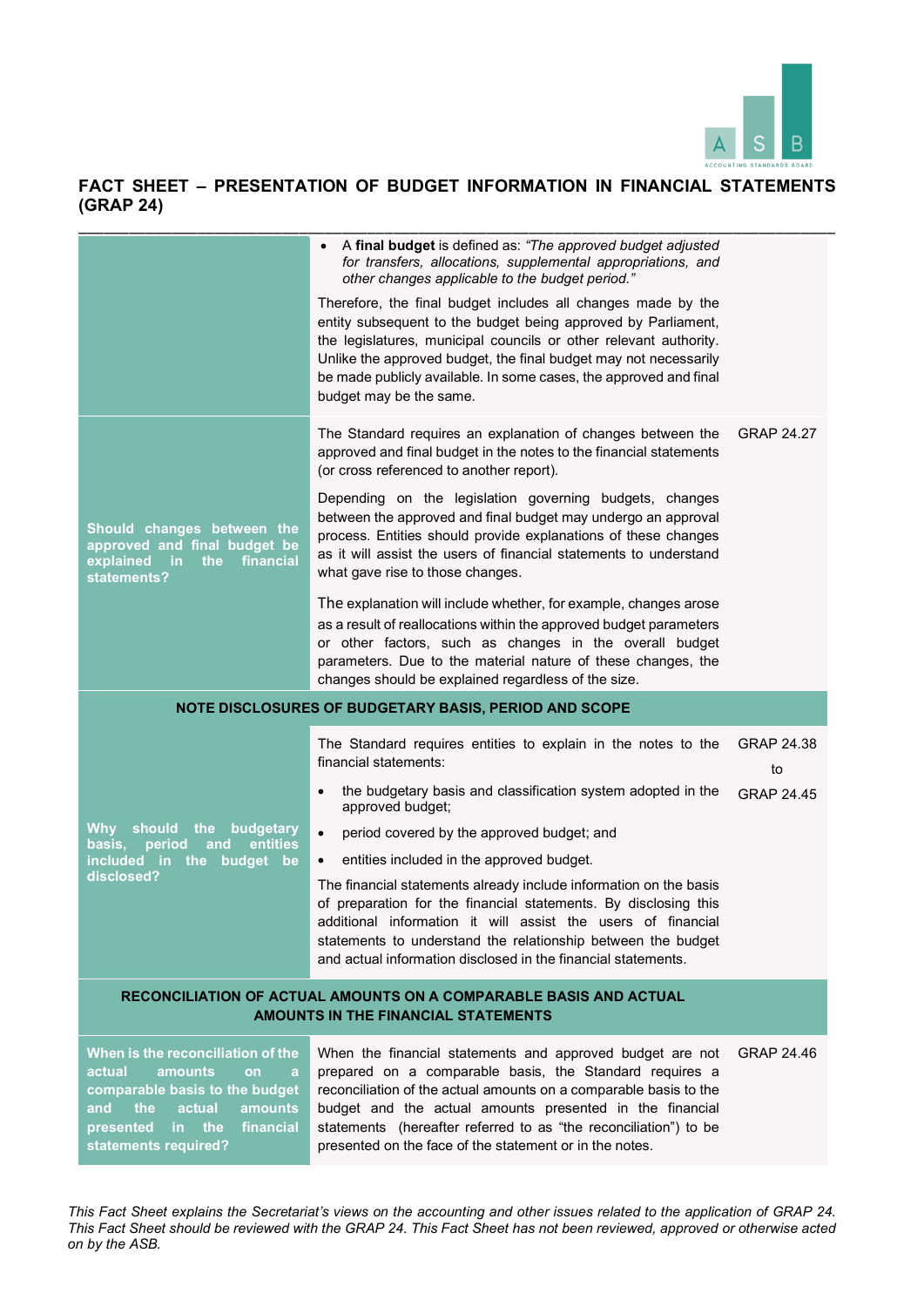# FACT SHEET – PRESENTATION OF BUDGET INFORMATION IN FINANCIAL STATEMENTS (GRAP 24)

| | | |
|---|---|---|
| | • A **final budget** is defined as: *"The approved budget adjusted for transfers, allocations, supplemental appropriations, and other changes applicable to the budget period."*<br><br>Therefore, the final budget includes all changes made by the entity subsequent to the budget being approved by Parliament, the legislatures, municipal councils or other relevant authority. Unlike the approved budget, the final budget may not necessarily be made publicly available. In some cases, the approved and final budget may be the same. | |
| **Should changes between the approved and final budget be explained in the financial statements?** | The Standard requires an explanation of changes between the approved and final budget in the notes to the financial statements (or cross referenced to another report).<br><br>Depending on the legislation governing budgets, changes between the approved and final budget may undergo an approval process. Entities should provide explanations of these changes as it will assist the users of financial statements to understand what gave rise to those changes.<br><br>The explanation will include whether, for example, changes arose as a result of reallocations within the approved budget parameters or other factors, such as changes in the overall budget parameters. Due to the material nature of these changes, the changes should be explained regardless of the size. | GRAP 24.27 |

**NOTE DISCLOSURES OF BUDGETARY BASIS, PERIOD AND SCOPE**

| | | |
|---|---|---|
| **Why should the budgetary basis, period and entities included in the budget be disclosed?** | The Standard requires entities to explain in the notes to the financial statements:<br>• the budgetary basis and classification system adopted in the approved budget;<br>• period covered by the approved budget; and<br>• entities included in the approved budget.<br><br>The financial statements already include information on the basis of preparation for the financial statements. By disclosing this additional information it will assist the users of financial statements to understand the relationship between the budget and actual information disclosed in the financial statements. | GRAP 24.38 to GRAP 24.45 |

**RECONCILIATION OF ACTUAL AMOUNTS ON A COMPARABLE BASIS AND ACTUAL AMOUNTS IN THE FINANCIAL STATEMENTS**

| | | |
|---|---|---|
| **When is the reconciliation of the actual amounts on a comparable basis to the budget and the actual amounts presented in the financial statements required?** | When the financial statements and approved budget are not prepared on a comparable basis, the Standard requires a reconciliation of the actual amounts on a comparable basis to the budget and the actual amounts presented in the financial statements (hereafter referred to as "the reconciliation") to be presented on the face of the statement or in the notes. | GRAP 24.46 |

*This Fact Sheet explains the Secretariat's views on the accounting and other issues related to the application of GRAP 24. This Fact Sheet should be reviewed with the GRAP 24. This Fact Sheet has not been reviewed, approved or otherwise acted on by the ASB.*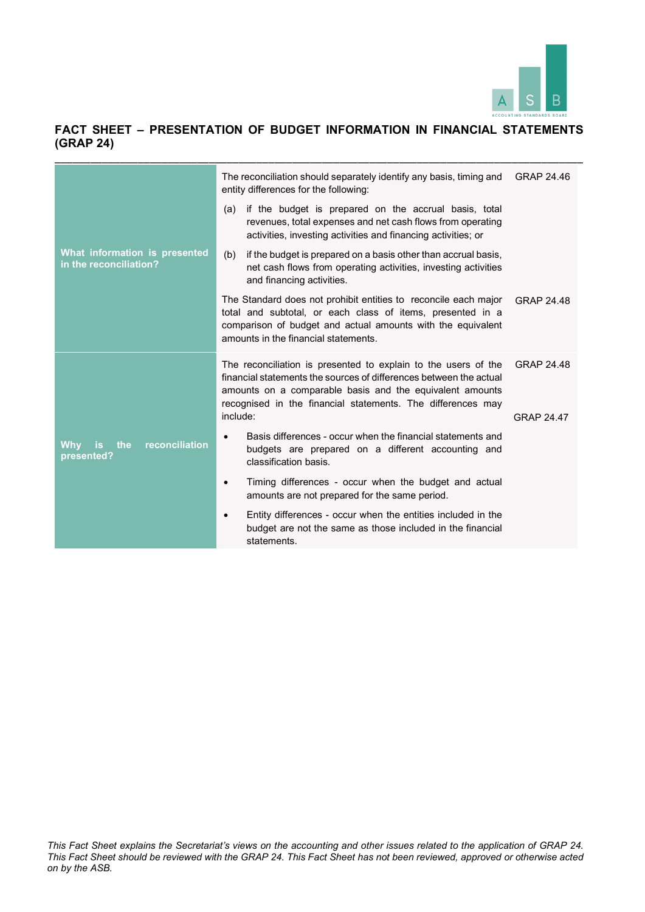## FACT SHEET – PRESENTATION OF BUDGET INFORMATION IN FINANCIAL STATEMENTS (GRAP 24)

| | | |
|---|---|---|
| **What information is presented in the reconciliation?** | The reconciliation should separately identify any basis, timing and entity differences for the following:<br>(a) if the budget is prepared on the accrual basis, total revenues, total expenses and net cash flows from operating activities, investing activities and financing activities; or<br>(b) if the budget is prepared on a basis other than accrual basis, net cash flows from operating activities, investing activities and financing activities. | GRAP 24.46 |
| | The Standard does not prohibit entities to reconcile each major total and subtotal, or each class of items, presented in a comparison of budget and actual amounts with the equivalent amounts in the financial statements. | GRAP 24.48 |
| **Why is the reconciliation presented?** | The reconciliation is presented to explain to the users of the financial statements the sources of differences between the actual amounts on a comparable basis and the equivalent amounts recognised in the financial statements. The differences may include:<br>• Basis differences - occur when the financial statements and budgets are prepared on a different accounting and classification basis.<br>• Timing differences - occur when the budget and actual amounts are not prepared for the same period.<br>• Entity differences - occur when the entities included in the budget are not the same as those included in the financial statements. | GRAP 24.48<br><br>GRAP 24.47 |

*This Fact Sheet explains the Secretariat's views on the accounting and other issues related to the application of GRAP 24. This Fact Sheet should be reviewed with the GRAP 24. This Fact Sheet has not been reviewed, approved or otherwise acted on by the ASB.*